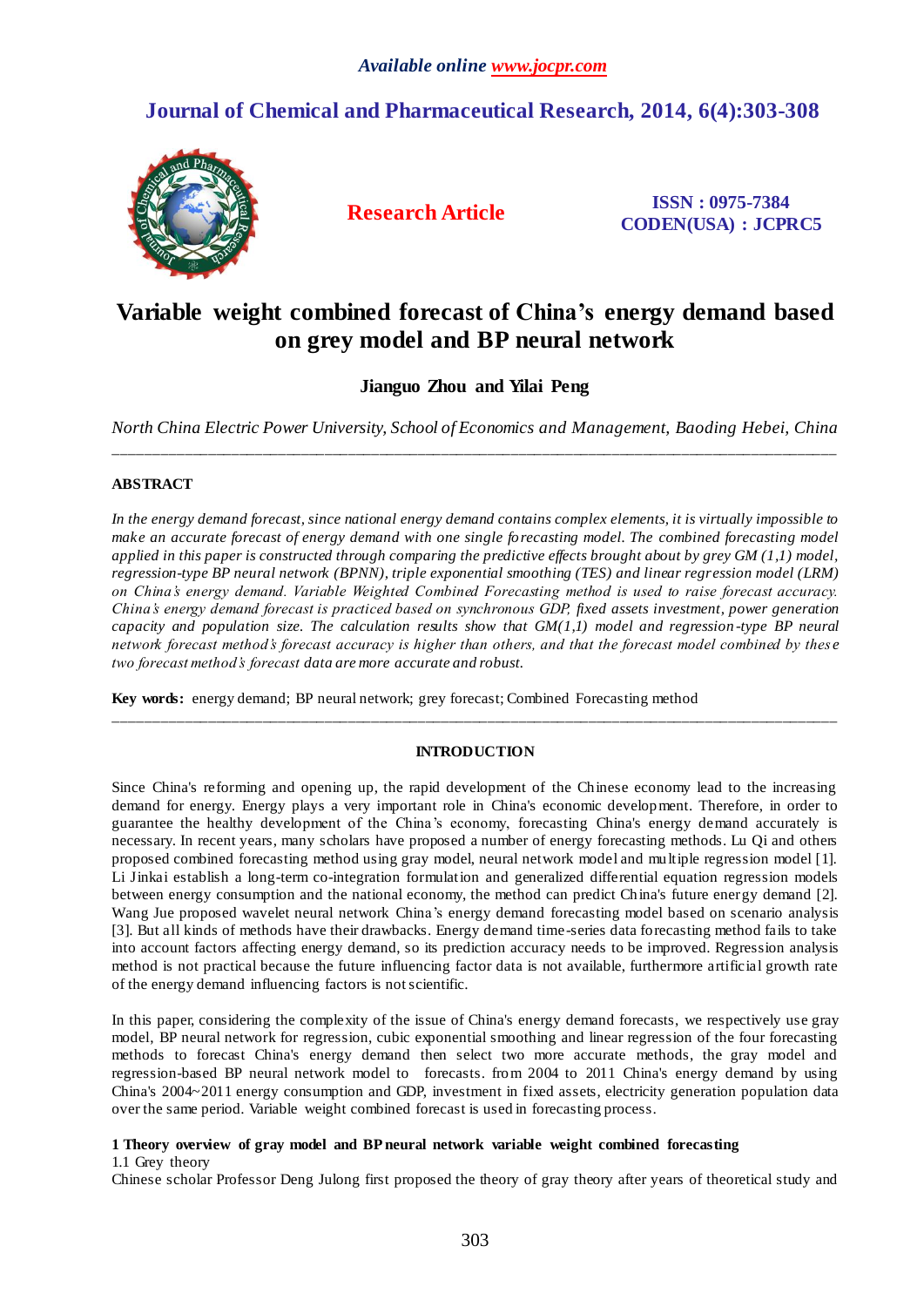*Available online www.jocpr.com*

## Journal of Chemical and Pharmaceutical Research, 2014, 6(4):303-308

**Research Article**

**ISSN : 0975-7384**
**CODEN(USA) : JCPRC5**

# Variable weight combined forecast of China's energy demand based on grey model and BP neural network

**Jianguo Zhou and Yilai Peng**

*North China Electric Power University, School of Economics and Management, Baoding Hebei, China*

---

## ABSTRACT

*In the energy demand forecast, since national energy demand contains complex elements, it is virtually impossible to make an accurate forecast of energy demand with one single forecasting model. The combined forecasting model applied in this paper is constructed through comparing the predictive effects brought about by grey GM (1,1) model, regression-type BP neural network (BPNN), triple exponential smoothing (TES) and linear regression model (LRM) on China's energy demand. Variable Weighted Combined Forecasting method is used to raise forecast accuracy. China's energy demand forecast is practiced based on synchronous GDP, fixed assets investment, power generation capacity and population size. The calculation results show that GM(1,1) model and regression-type BP neural network forecast method's forecast accuracy is higher than others, and that the forecast model combined by these two forecast method's forecast data are more accurate and robust.*

**Key words:** energy demand; BP neural network; grey forecast; Combined Forecasting method

---

## INTRODUCTION

Since China's reforming and opening up, the rapid development of the Chinese economy lead to the increasing demand for energy. Energy plays a very important role in China's economic development. Therefore, in order to guarantee the healthy development of the China's economy, forecasting China's energy demand accurately is necessary. In recent years, many scholars have proposed a number of energy forecasting methods. Lu Qi and others proposed combined forecasting method using gray model, neural network model and multiple regression model [1]. Li Jinkai establish a long-term co-integration formulation and generalized differential equation regression models between energy consumption and the national economy, the method can predict China's future energy demand [2]. Wang Jue proposed wavelet neural network China's energy demand forecasting model based on scenario analysis [3]. But all kinds of methods have their drawbacks. Energy demand time-series data forecasting method fails to take into account factors affecting energy demand, so its prediction accuracy needs to be improved. Regression analysis method is not practical because the future influencing factor data is not available, furthermore artificial growth rate of the energy demand influencing factors is not scientific.

In this paper, considering the complexity of the issue of China's energy demand forecasts, we respectively use gray model, BP neural network for regression, cubic exponential smoothing and linear regression of the four forecasting methods to forecast China's energy demand then select two more accurate methods, the gray model and regression-based BP neural network model to forecasts. from 2004 to 2011 China's energy demand by using China's 2004~2011 energy consumption and GDP, investment in fixed assets, electricity generation population data over the same period. Variable weight combined forecast is used in forecasting process.

### 1 Theory overview of gray model and BP neural network variable weight combined forecasting

1.1 Grey theory

Chinese scholar Professor Deng Julong first proposed the theory of gray theory after years of theoretical study and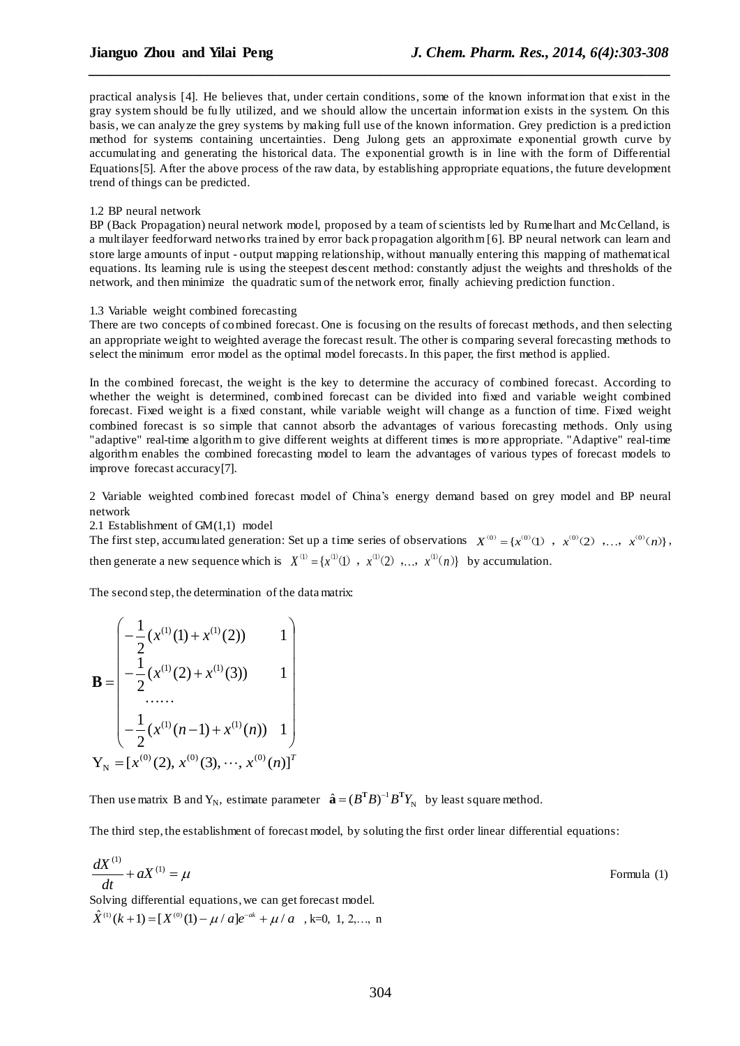practical analysis [4]. He believes that, under certain conditions, some of the known information that exist in the gray system should be fully utilized, and we should allow the uncertain information exists in the system. On this basis, we can analyze the grey systems by making full use of the known information. Grey prediction is a prediction method for systems containing uncertainties. Deng Julong gets an approximate exponential growth curve by accumulating and generating the historical data. The exponential growth is in line with the form of Differential Equations[5]. After the above process of the raw data, by establishing appropriate equations, the future development trend of things can be predicted.

### 1.2 BP neural network

BP (Back Propagation) neural network model, proposed by a team of scientists led by Rumelhart and McCelland, is a multilayer feedforward networks trained by error back propagation algorithm [6]. BP neural network can learn and store large amounts of input - output mapping relationship, without manually entering this mapping of mathematical equations. Its learning rule is using the steepest descent method: constantly adjust the weights and thresholds of the network, and then minimize the quadratic sum of the network error, finally achieving prediction function.

### 1.3 Variable weight combined forecasting

There are two concepts of combined forecast. One is focusing on the results of forecast methods, and then selecting an appropriate weight to weighted average the forecast result. The other is comparing several forecasting methods to select the minimum error model as the optimal model forecasts. In this paper, the first method is applied.

In the combined forecast, the weight is the key to determine the accuracy of combined forecast. According to whether the weight is determined, combined forecast can be divided into fixed and variable weight combined forecast. Fixed weight is a fixed constant, while variable weight will change as a function of time. Fixed weight combined forecast is so simple that cannot absorb the advantages of various forecasting methods. Only using "adaptive" real-time algorithm to give different weights at different times is more appropriate. "Adaptive" real-time algorithm enables the combined forecasting model to learn the advantages of various types of forecast models to improve forecast accuracy[7].

## 2 Variable weighted combined forecast model of China's energy demand based on grey model and BP neural network

### 2.1 Establishment of GM(1,1) model

The first step, accumulated generation: Set up a time series of observations $X^{(0)}=\{x^{(0)}(1), x^{(0)}(2), \ldots, x^{(0)}(n)\}$, then generate a new sequence which is $X^{(1)}=\{x^{(1)}(1), x^{(1)}(2), \ldots, x^{(1)}(n)\}$ by accumulation.

The second step, the determination of the data matrix:

$$
\mathbf{B}=\begin{pmatrix} -\frac{1}{2}(x^{(1)}(1)+x^{(1)}(2)) & 1 \\ -\frac{1}{2}(x^{(1)}(2)+x^{(1)}(3)) & 1 \\ \cdots\cdots & \\ -\frac{1}{2}(x^{(1)}(n-1)+x^{(1)}(n)) & 1 \end{pmatrix}
$$

$$
\mathrm{Y_N}=[x^{(0)}(2), x^{(0)}(3), \cdots, x^{(0)}(n)]^T
$$

Then use matrix B and $Y_N$, estimate parameter $\hat{\mathbf{a}}=(B^{\mathbf{T}}B)^{-1}B^{\mathbf{T}}Y_N$ by least square method.

The third step, the establishment of forecast model, by soluting the first order linear differential equations:

$$
\frac{dX^{(1)}}{dt}+aX^{(1)}=\mu \qquad \text{Formula (1)}
$$

Solving differential equations, we can get forecast model.

$\hat{X}^{(1)}(k+1)=[X^{(0)}(1)-\mu/a]e^{-ak}+\mu/a$ , k=0, 1, 2,…, n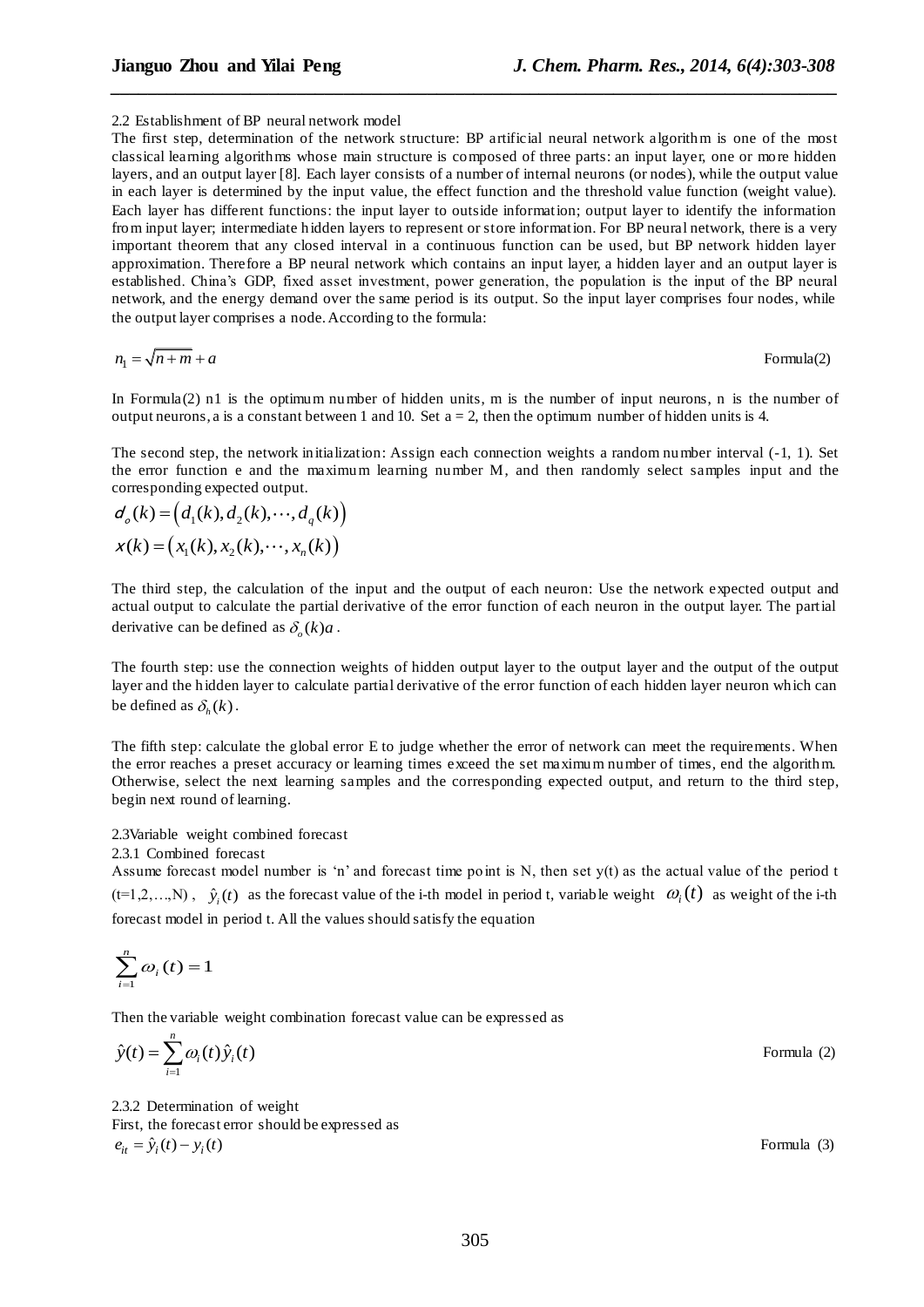2.2 Establishment of BP neural network model

The first step, determination of the network structure: BP artificial neural network algorithm is one of the most classical learning algorithms whose main structure is composed of three parts: an input layer, one or more hidden layers, and an output layer [8]. Each layer consists of a number of internal neurons (or nodes), while the output value in each layer is determined by the input value, the effect function and the threshold value function (weight value). Each layer has different functions: the input layer to outside information; output layer to identify the information from input layer; intermediate hidden layers to represent or store information. For BP neural network, there is a very important theorem that any closed interval in a continuous function can be used, but BP network hidden layer approximation. Therefore a BP neural network which contains an input layer, a hidden layer and an output layer is established. China's GDP, fixed asset investment, power generation, the population is the input of the BP neural network, and the energy demand over the same period is its output. So the input layer comprises four nodes, while the output layer comprises a node. According to the formula:

$$n_1 = \sqrt{n+m} + a \qquad \text{Formula(2)}$$

In Formula(2) n1 is the optimum number of hidden units, m is the number of input neurons, n is the number of output neurons, a is a constant between 1 and 10. Set a = 2, then the optimum number of hidden units is 4.

The second step, the network initialization: Assign each connection weights a random number interval (-1, 1). Set the error function e and the maximum learning number M, and then randomly select samples input and the corresponding expected output.

$$d_o(k) = \left(d_1(k), d_2(k), \cdots, d_q(k)\right)$$

$$x(k) = \left(x_1(k), x_2(k), \cdots, x_n(k)\right)$$

The third step, the calculation of the input and the output of each neuron: Use the network expected output and actual output to calculate the partial derivative of the error function of each neuron in the output layer. The partial derivative can be defined as $\delta_o(k)a$ .

The fourth step: use the connection weights of hidden output layer to the output layer and the output of the output layer and the hidden layer to calculate partial derivative of the error function of each hidden layer neuron which can be defined as $\delta_h(k)$.

The fifth step: calculate the global error E to judge whether the error of network can meet the requirements. When the error reaches a preset accuracy or learning times exceed the set maximum number of times, end the algorithm. Otherwise, select the next learning samples and the corresponding expected output, and return to the third step, begin next round of learning.

2.3Variable weight combined forecast

2.3.1 Combined forecast

Assume forecast model number is 'n' and forecast time point is N, then set y(t) as the actual value of the period t (t=1,2,…,N) , $\hat{y}_i(t)$ as the forecast value of the i-th model in period t, variable weight $\omega_i(t)$ as weight of the i-th forecast model in period t. All the values should satisfy the equation

$$\sum_{i=1}^{n} \omega_i(t) = 1$$

Then the variable weight combination forecast value can be expressed as

$$\hat{y}(t) = \sum_{i=1}^{n} \omega_i(t)\hat{y}_i(t) \qquad \text{Formula (2)}$$

2.3.2 Determination of weight

First, the forecast error should be expressed as

$$e_{it} = \hat{y}_i(t) - y_i(t) \qquad \text{Formula (3)}$$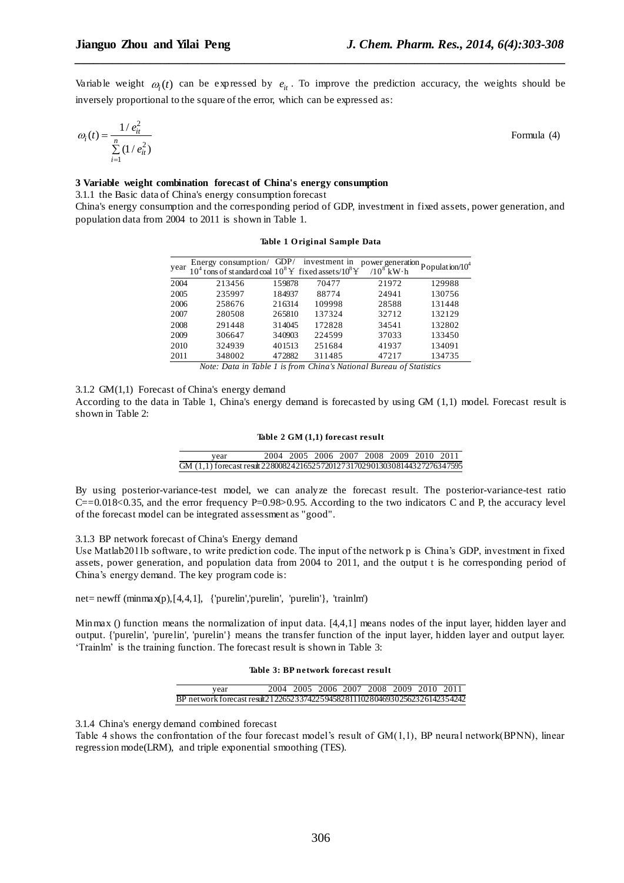Variable weight $\omega_i(t)$ can be expressed by $e_{it}$. To improve the prediction accuracy, the weights should be inversely proportional to the square of the error, which can be expressed as:

$$\omega_i(t) = \frac{1/e_{it}^2}{\sum_{i=1}^{n}(1/e_{it}^2)} \qquad \text{Formula (4)}$$

**3 Variable weight combination forecast of China's energy consumption**

3.1.1 the Basic data of China's energy consumption forecast

China's energy consumption and the corresponding period of GDP, investment in fixed assets, power generation, and population data from 2004 to 2011 is shown in Table 1.

**Table 1 Original Sample Data**

| year | Energy consumption/ $10^4$ tons of standard coal | GDP/ $10^8$￥ | investment in fixed assets/$10^8$￥ | power generation /$10^8$ kW·h | Population/$10^4$ |
|---|---|---|---|---|---|
| 2004 | 213456 | 159878 | 70477 | 21972 | 129988 |
| 2005 | 235997 | 184937 | 88774 | 24941 | 130756 |
| 2006 | 258676 | 216314 | 109998 | 28588 | 131448 |
| 2007 | 280508 | 265810 | 137324 | 32712 | 132129 |
| 2008 | 291448 | 314045 | 172828 | 34541 | 132802 |
| 2009 | 306647 | 340903 | 224599 | 37033 | 133450 |
| 2010 | 324939 | 401513 | 251684 | 41937 | 134091 |
| 2011 | 348002 | 472882 | 311485 | 47217 | 134735 |

*Note: Data in Table 1 is from China's National Bureau of Statistics*

3.1.2 GM(1,1) Forecast of China's energy demand

According to the data in Table 1, China's energy demand is forecasted by using GM (1,1) model. Forecast result is shown in Table 2:

**Table 2 GM (1,1) forecast result**

| year | 2004 | 2005 | 2006 | 2007 | 2008 | 2009 | 2010 | 2011 |
|---|---|---|---|---|---|---|---|---|
| GM (1,1) forecast result | 228008 | 242165 | 257201 | 273170 | 290130 | 308144 | 327276 | 347595 |

By using posterior-variance-test model, we can analyze the forecast result. The posterior-variance-test ratio C==0.018<0.35, and the error frequency P=0.98>0.95. According to the two indicators C and P, the accuracy level of the forecast model can be integrated assessment as "good".

3.1.3 BP network forecast of China's Energy demand

Use Matlab2011b software, to write prediction code. The input of the network p is China's GDP, investment in fixed assets, power generation, and population data from 2004 to 2011, and the output t is he corresponding period of China's energy demand. The key program code is:

```
net= newff (minmax(p),[4,4,1], {'purelin','purelin', 'purelin'}, 'trainlm')
```

Minmax () function means the normalization of input data. [4,4,1] means nodes of the input layer, hidden layer and output. {'purelin', 'purelin', 'purelin'} means the transfer function of the input layer, hidden layer and output layer. 'Trainlm' is the training function. The forecast result is shown in Table 3:

**Table 3: BP network forecast result**

| year | 2004 | 2005 | 2006 | 2007 | 2008 | 2009 | 2010 | 2011 |
|---|---|---|---|---|---|---|---|---|
| BP network forecast result | 212265 | 233742 | 259458 | 281110 | 280469 | 302562 | 326142 | 354242 |

3.1.4 China's energy demand combined forecast

Table 4 shows the confrontation of the four forecast model's result of GM(1,1), BP neural network(BPNN), linear regression mode(LRM), and triple exponential smoothing (TES).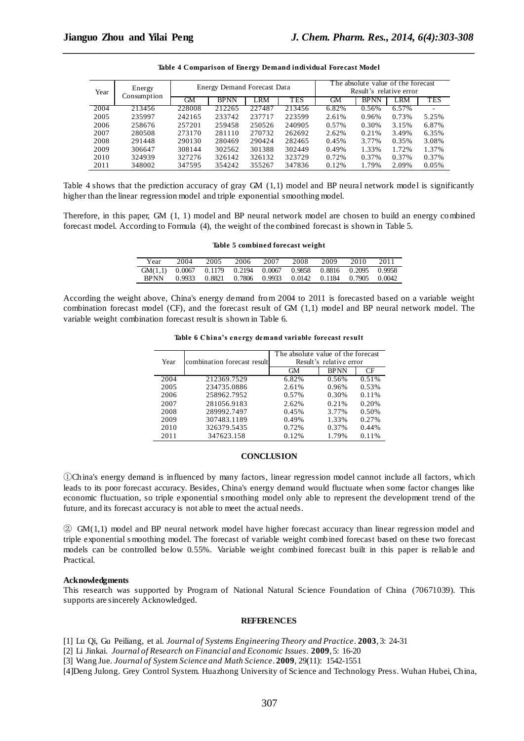**Table 4 Comparison of Energy Demand individual Forecast Model**

| Year | Energy Consumption | Energy Demand Forecast Data | | | | The absolute value of the forecast Result's relative error | | | |
|---|---|---|---|---|---|---|---|---|---|
| | | GM | BPNN | LRM | TES | GM | BPNN | LRM | TES |
| 2004 | 213456 | 228008 | 212265 | 227487 | 213456 | 6.82% | 0.56% | 6.57% | - |
| 2005 | 235997 | 242165 | 233742 | 237717 | 223599 | 2.61% | 0.96% | 0.73% | 5.25% |
| 2006 | 258676 | 257201 | 259458 | 250526 | 240905 | 0.57% | 0.30% | 3.15% | 6.87% |
| 2007 | 280508 | 273170 | 281110 | 270732 | 262692 | 2.62% | 0.21% | 3.49% | 6.35% |
| 2008 | 291448 | 290130 | 280469 | 290424 | 282465 | 0.45% | 3.77% | 0.35% | 3.08% |
| 2009 | 306647 | 308144 | 302562 | 301388 | 302449 | 0.49% | 1.33% | 1.72% | 1.37% |
| 2010 | 324939 | 327276 | 326142 | 326132 | 323729 | 0.72% | 0.37% | 0.37% | 0.37% |
| 2011 | 348002 | 347595 | 354242 | 355267 | 347836 | 0.12% | 1.79% | 2.09% | 0.05% |

Table 4 shows that the prediction accuracy of gray GM (1,1) model and BP neural network model is significantly higher than the linear regression model and triple exponential smoothing model.

Therefore, in this paper, GM (1, 1) model and BP neural network model are chosen to build an energy combined forecast model. According to Formula (4), the weight of the combined forecast is shown in Table 5.

**Table 5 combined forecast weight**

| Year | 2004 | 2005 | 2006 | 2007 | 2008 | 2009 | 2010 | 2011 |
|---|---|---|---|---|---|---|---|---|
| GM(1,1) | 0.0067 | 0.1179 | 0.2194 | 0.0067 | 0.9858 | 0.8816 | 0.2095 | 0.9958 |
| BPNN | 0.9933 | 0.8821 | 0.7806 | 0.9933 | 0.0142 | 0.1184 | 0.7905 | 0.0042 |

According the weight above, China's energy demand from 2004 to 2011 is forecasted based on a variable weight combination forecast model (CF), and the forecast result of GM (1,1) model and BP neural network model. The variable weight combination forecast result is shown in Table 6.

**Table 6 China's energy demand variable forecast result**

| Year | combination forecast result | The absolute value of the forecast Result's relative error | | |
|---|---|---|---|---|
| | | GM | BPNN | CF |
| 2004 | 212369.7529 | 6.82% | 0.56% | 0.51% |
| 2005 | 234735.0886 | 2.61% | 0.96% | 0.53% |
| 2006 | 258962.7952 | 0.57% | 0.30% | 0.11% |
| 2007 | 281056.9183 | 2.62% | 0.21% | 0.20% |
| 2008 | 289992.7497 | 0.45% | 3.77% | 0.50% |
| 2009 | 307483.1189 | 0.49% | 1.33% | 0.27% |
| 2010 | 326379.5435 | 0.72% | 0.37% | 0.44% |
| 2011 | 347623.158 | 0.12% | 1.79% | 0.11% |

## CONCLUSION

①China's energy demand is influenced by many factors, linear regression model cannot include all factors, which leads to its poor forecast accuracy. Besides, China's energy demand would fluctuate when some factor changes like economic fluctuation, so triple exponential smoothing model only able to represent the development trend of the future, and its forecast accuracy is not able to meet the actual needs.

② GM(1,1) model and BP neural network model have higher forecast accuracy than linear regression model and triple exponential smoothing model. The forecast of variable weight combined forecast based on these two forecast models can be controlled below 0.55%. Variable weight combined forecast built in this paper is reliable and Practical.

**Acknowledgments**

This research was supported by Program of National Natural Science Foundation of China (70671039). This supports are sincerely Acknowledged.

## REFERENCES

[1] Lu Qi, Gu Peiliang, et al. *Journal of Systems Engineering Theory and Practice*. **2003**, 3: 24-31

[2] Li Jinkai. *Journal of Research on Financial and Economic Issues*. **2009**, 5: 16-20

[3] Wang Jue. *Journal of System Science and Math Science*. **2009**, 29(11): 1542-1551

[4]Deng Julong. Grey Control System. Huazhong University of Science and Technology Press. Wuhan Hubei, China,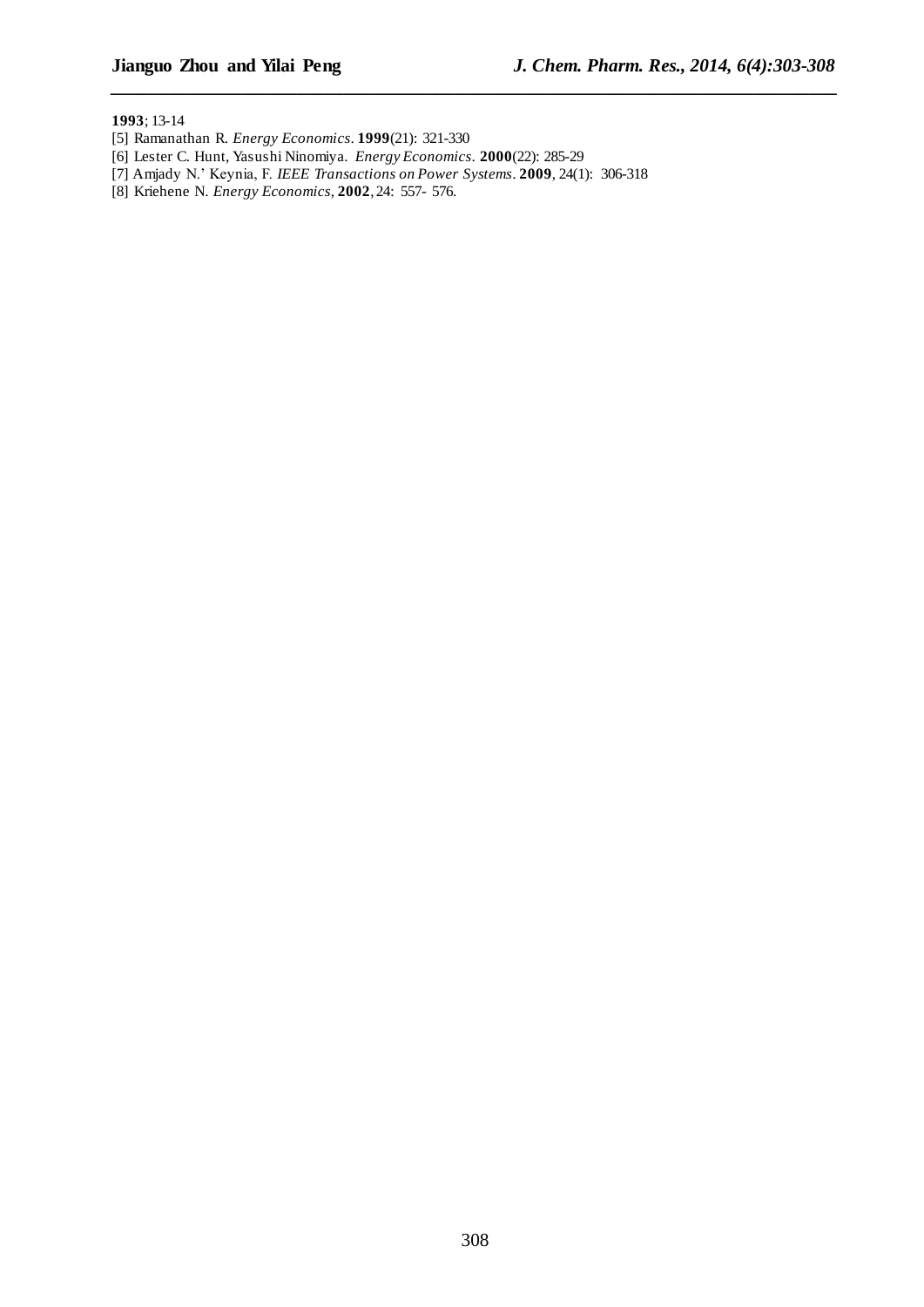**1993**; 13-14

[5] Ramanathan R. *Energy Economics*. **1999**(21): 321-330

[6] Lester C. Hunt, Yasushi Ninomiya. *Energy Economics*. **2000**(22): 285-29

[7] Amjady N.' Keynia, F. *IEEE Transactions on Power Systems*. **2009**, 24(1): 306-318

[8] Kriehene N. *Energy Economics*, **2002**, 24: 557- 576.